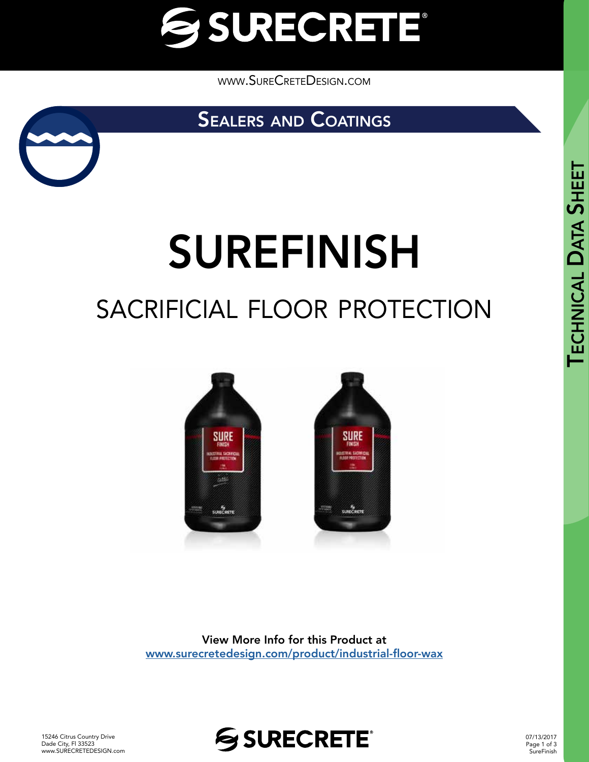# SURECRETE

www.SureCreteDesign.com

## Sealers and Coatings

# SUREFINISH

## SACRIFICIAL FLOOR PROTECTION

**View More Info for this Product at**
[www.surecretedesign.com/product/industrial-floor-wax](http://www.surecretedesign.com/product/industrial-floor-wax)

Technical Data Sheet

15246 Citrus Country Drive
Dade City, Fl 33523
www.SURECRETEDESIGN.com

07/13/2017
SureFinish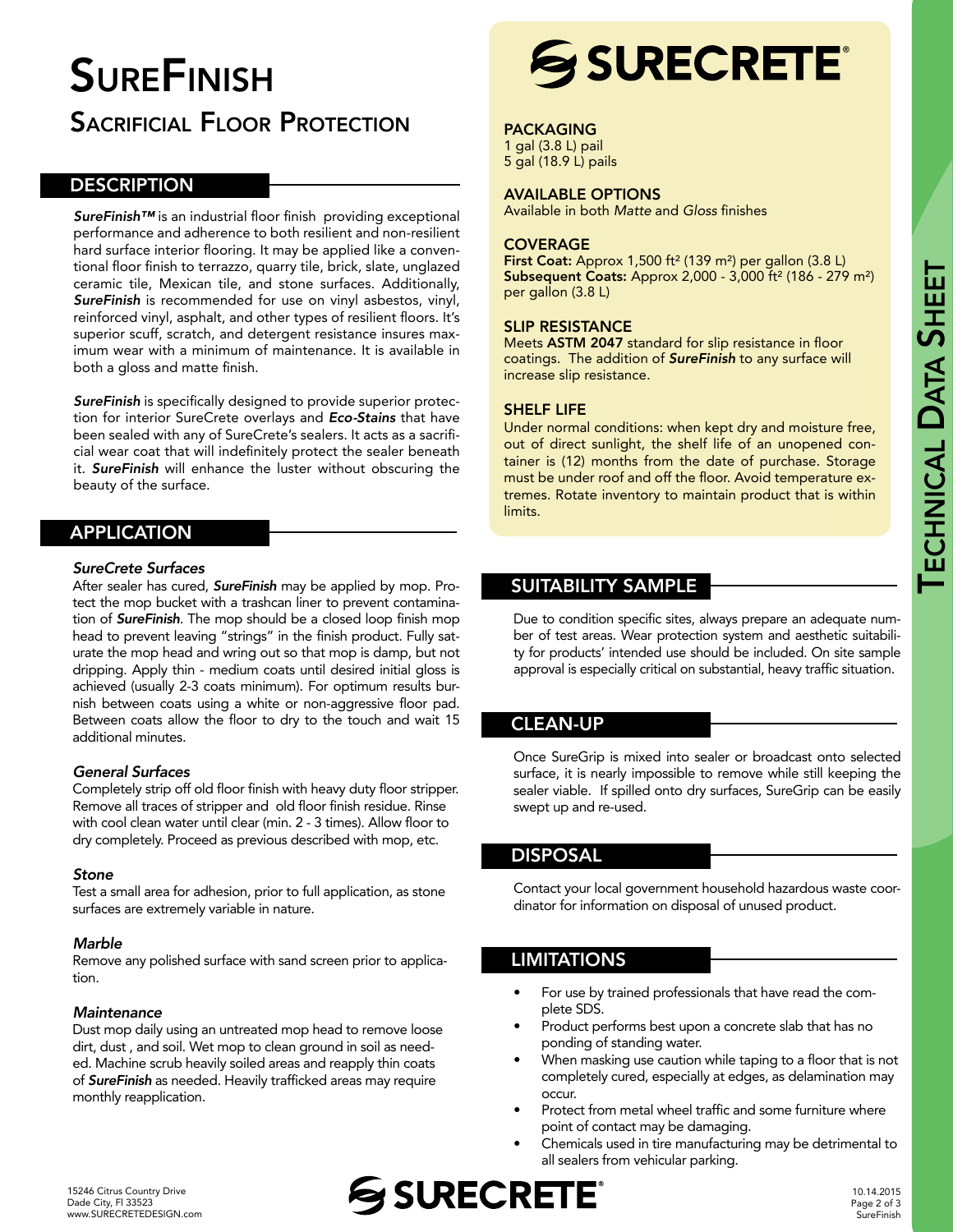# SureFinish

## Sacrificial Floor Protection

## DESCRIPTION

***SureFinish™*** is an industrial floor finish providing exceptional performance and adherence to both resilient and non-resilient hard surface interior flooring. It may be applied like a conventional floor finish to terrazzo, quarry tile, brick, slate, unglazed ceramic tile, Mexican tile, and stone surfaces. Additionally, ***SureFinish*** is recommended for use on vinyl asbestos, vinyl, reinforced vinyl, asphalt, and other types of resilient floors. It's superior scuff, scratch, and detergent resistance insures maximum wear with a minimum of maintenance. It is available in both a gloss and matte finish.

***SureFinish*** is specifically designed to provide superior protection for interior SureCrete overlays and ***Eco-Stains*** that have been sealed with any of SureCrete's sealers. It acts as a sacrificial wear coat that will indefinitely protect the sealer beneath it. ***SureFinish*** will enhance the luster without obscuring the beauty of the surface.

## APPLICATION

### *SureCrete Surfaces*

After sealer has cured, ***SureFinish*** may be applied by mop. Protect the mop bucket with a trashcan liner to prevent contamination of ***SureFinish***. The mop should be a closed loop finish mop head to prevent leaving "strings" in the finish product. Fully saturate the mop head and wring out so that mop is damp, but not dripping. Apply thin - medium coats until desired initial gloss is achieved (usually 2-3 coats minimum). For optimum results burnish between coats using a white or non-aggressive floor pad. Between coats allow the floor to dry to the touch and wait 15 additional minutes.

### *General Surfaces*

Completely strip off old floor finish with heavy duty floor stripper. Remove all traces of stripper and old floor finish residue. Rinse with cool clean water until clear (min. 2 - 3 times). Allow floor to dry completely. Proceed as previous described with mop, etc.

### *Stone*

Test a small area for adhesion, prior to full application, as stone surfaces are extremely variable in nature.

### *Marble*

Remove any polished surface with sand screen prior to application.

### *Maintenance*

Dust mop daily using an untreated mop head to remove loose dirt, dust , and soil. Wet mop to clean ground in soil as needed. Machine scrub heavily soiled areas and reapply thin coats of ***SureFinish*** as needed. Heavily trafficked areas may require monthly reapplication.

## PACKAGING

1 gal (3.8 L) pail
5 gal (18.9 L) pails

## AVAILABLE OPTIONS

Available in both *Matte* and *Gloss* finishes

## COVERAGE

**First Coat:** Approx 1,500 ft² (139 m²) per gallon (3.8 L)
**Subsequent Coats:** Approx 2,000 - 3,000 ft² (186 - 279 m²) per gallon (3.8 L)

## SLIP RESISTANCE

Meets **ASTM 2047** standard for slip resistance in floor coatings. The addition of ***SureFinish*** to any surface will increase slip resistance.

## SHELF LIFE

Under normal conditions: when kept dry and moisture free, out of direct sunlight, the shelf life of an unopened container is (12) months from the date of purchase. Storage must be under roof and off the floor. Avoid temperature extremes. Rotate inventory to maintain product that is within limits.

## SUITABILITY SAMPLE

Due to condition specific sites, always prepare an adequate number of test areas. Wear protection system and aesthetic suitability for products' intended use should be included. On site sample approval is especially critical on substantial, heavy traffic situation.

## CLEAN-UP

Once SureGrip is mixed into sealer or broadcast onto selected surface, it is nearly impossible to remove while still keeping the sealer viable. If spilled onto dry surfaces, SureGrip can be easily swept up and re-used.

## DISPOSAL

Contact your local government household hazardous waste coordinator for information on disposal of unused product.

## LIMITATIONS

- For use by trained professionals that have read the complete SDS.
- Product performs best upon a concrete slab that has no ponding of standing water.
- When masking use caution while taping to a floor that is not completely cured, especially at edges, as delamination may occur.
- Protect from metal wheel traffic and some furniture where point of contact may be damaging.
- Chemicals used in tire manufacturing may be detrimental to all sealers from vehicular parking.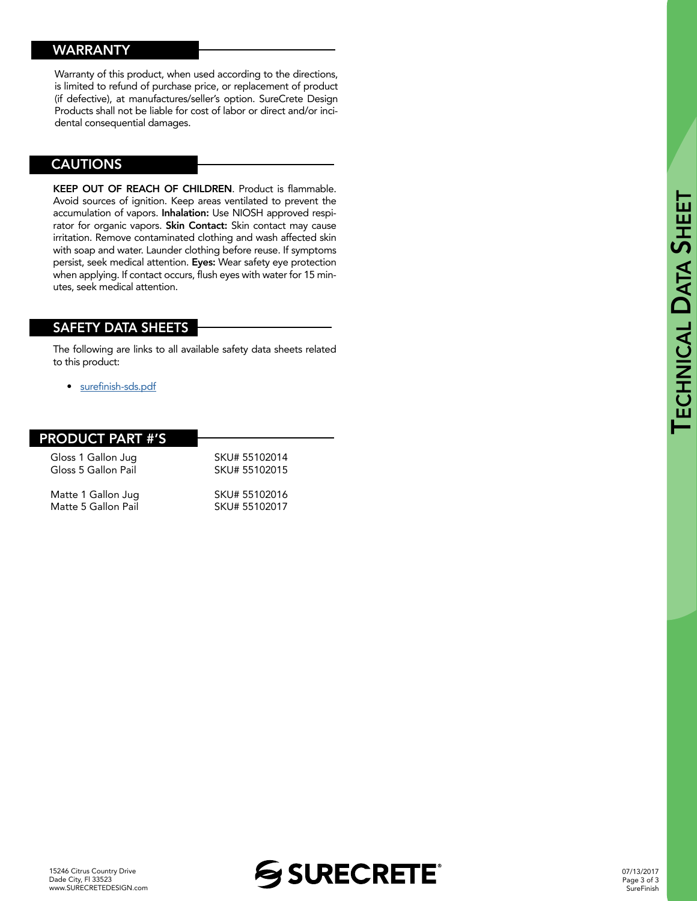## WARRANTY

Warranty of this product, when used according to the directions, is limited to refund of purchase price, or replacement of product (if defective), at manufactures/seller's option. SureCrete Design Products shall not be liable for cost of labor or direct and/or incidental consequential damages.

## CAUTIONS

**KEEP OUT OF REACH OF CHILDREN**. Product is flammable. Avoid sources of ignition. Keep areas ventilated to prevent the accumulation of vapors. **Inhalation:** Use NIOSH approved respirator for organic vapors. **Skin Contact:** Skin contact may cause irritation. Remove contaminated clothing and wash affected skin with soap and water. Launder clothing before reuse. If symptoms persist, seek medical attention. **Eyes:** Wear safety eye protection when applying. If contact occurs, flush eyes with water for 15 minutes, seek medical attention.

## SAFETY DATA SHEETS

The following are links to all available safety data sheets related to this product:

- surefinish-sds.pdf

## PRODUCT PART #'S

| | |
|---|---|
| Gloss 1 Gallon Jug | SKU# 55102014 |
| Gloss 5 Gallon Pail | SKU# 55102015 |
| Matte 1 Gallon Jug | SKU# 55102016 |
| Matte 5 Gallon Pail | SKU# 55102017 |

15246 Citrus Country Drive
Dade City, Fl 33523
www.SURECRETEDESIGN.com